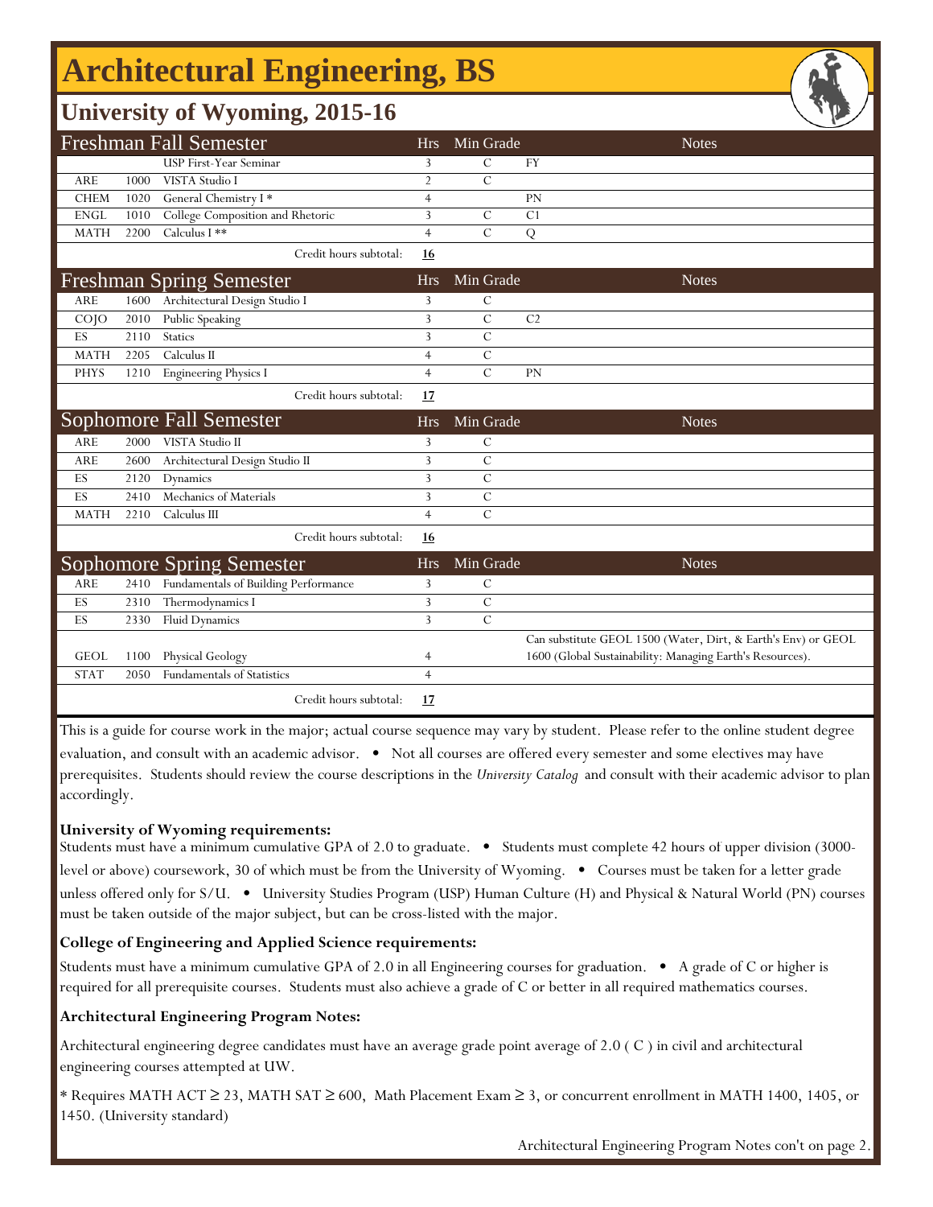# Architectural Engineering, BS

## University of Wyoming, 2015-16

| Freshman Fall Semester | | | Hrs | Min Grade | Notes |
|---|---|---|---|---|---|
| | | USP First-Year Seminar | 3 | C | FY |
| ARE | 1000 | VISTA Studio I | 2 | C | |
| CHEM | 1020 | General Chemistry I * | 4 | | PN |
| ENGL | 1010 | College Composition and Rhetoric | 3 | C | C1 |
| MATH | 2200 | Calculus I ** | 4 | C | Q |
| | | Credit hours subtotal: | **16** | | |

| Freshman Spring Semester | | | Hrs | Min Grade | Notes |
|---|---|---|---|---|---|
| ARE | 1600 | Architectural Design Studio I | 3 | C | |
| COJO | 2010 | Public Speaking | 3 | C | C2 |
| ES | 2110 | Statics | 3 | C | |
| MATH | 2205 | Calculus II | 4 | C | |
| PHYS | 1210 | Engineering Physics I | 4 | C | PN |
| | | Credit hours subtotal: | **17** | | |

| Sophomore Fall Semester | | | Hrs | Min Grade | Notes |
|---|---|---|---|---|---|
| ARE | 2000 | VISTA Studio II | 3 | C | |
| ARE | 2600 | Architectural Design Studio II | 3 | C | |
| ES | 2120 | Dynamics | 3 | C | |
| ES | 2410 | Mechanics of Materials | 3 | C | |
| MATH | 2210 | Calculus III | 4 | C | |
| | | Credit hours subtotal: | **16** | | |

| Sophomore Spring Semester | | | Hrs | Min Grade | Notes |
|---|---|---|---|---|---|
| ARE | 2410 | Fundamentals of Building Performance | 3 | C | |
| ES | 2310 | Thermodynamics I | 3 | C | |
| ES | 2330 | Fluid Dynamics | 3 | C | |
| GEOL | 1100 | Physical Geology | 4 | | Can substitute GEOL 1500 (Water, Dirt, & Earth's Env) or GEOL 1600 (Global Sustainability: Managing Earth's Resources). |
| STAT | 2050 | Fundamentals of Statistics | 4 | | |
| | | Credit hours subtotal: | **17** | | |

This is a guide for course work in the major; actual course sequence may vary by student. Please refer to the online student degree evaluation, and consult with an academic advisor. • Not all courses are offered every semester and some electives may have prerequisites. Students should review the course descriptions in the *University Catalog* and consult with their academic advisor to plan accordingly.

**University of Wyoming requirements:**

Students must have a minimum cumulative GPA of 2.0 to graduate. • Students must complete 42 hours of upper division (3000-level or above) coursework, 30 of which must be from the University of Wyoming. • Courses must be taken for a letter grade unless offered only for S/U. • University Studies Program (USP) Human Culture (H) and Physical & Natural World (PN) courses must be taken outside of the major subject, but can be cross-listed with the major.

**College of Engineering and Applied Science requirements:**

Students must have a minimum cumulative GPA of 2.0 in all Engineering courses for graduation. • A grade of C or higher is required for all prerequisite courses. Students must also achieve a grade of C or better in all required mathematics courses.

**Architectural Engineering Program Notes:**

Architectural engineering degree candidates must have an average grade point average of 2.0 ( C ) in civil and architectural engineering courses attempted at UW.

* Requires MATH ACT ≥ 23, MATH SAT ≥ 600, Math Placement Exam ≥ 3, or concurrent enrollment in MATH 1400, 1405, or 1450. (University standard)

Architectural Engineering Program Notes con't on page 2.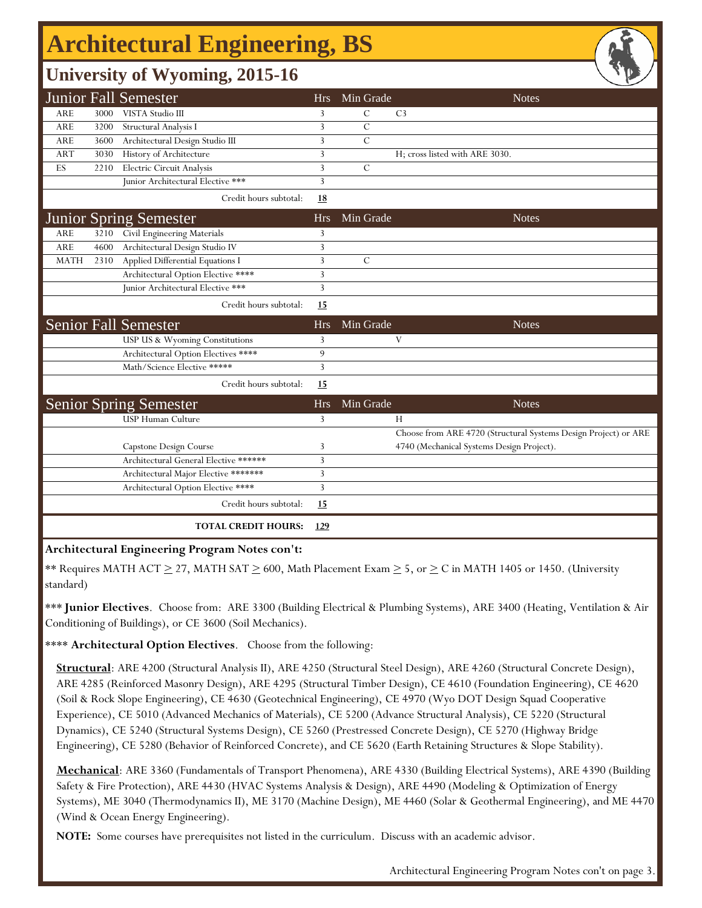# Architectural Engineering, BS

## University of Wyoming, 2015-16

| Junior Fall Semester | | | Hrs | Min Grade | Notes |
|---|---|---|---|---|---|
| ARE | 3000 | VISTA Studio III | 3 | C | C3 |
| ARE | 3200 | Structural Analysis I | 3 | C | |
| ARE | 3600 | Architectural Design Studio III | 3 | C | |
| ART | 3030 | History of Architecture | 3 | | H; cross listed with ARE 3030. |
| ES | 2210 | Electric Circuit Analysis | 3 | C | |
| | | Junior Architectural Elective *** | 3 | | |
| | | Credit hours subtotal: | **18** | | |

| Junior Spring Semester | | | Hrs | Min Grade | Notes |
|---|---|---|---|---|---|
| ARE | 3210 | Civil Engineering Materials | 3 | | |
| ARE | 4600 | Architectural Design Studio IV | 3 | | |
| MATH | 2310 | Applied Differential Equations I | 3 | C | |
| | | Architectural Option Elective **** | 3 | | |
| | | Junior Architectural Elective *** | 3 | | |
| | | Credit hours subtotal: | **15** | | |

| Senior Fall Semester | | | Hrs | Min Grade | Notes |
|---|---|---|---|---|---|
| | | USP US & Wyoming Constitutions | 3 | | V |
| | | Architectural Option Electives **** | 9 | | |
| | | Math/Science Elective ***** | 3 | | |
| | | Credit hours subtotal: | **15** | | |

| Senior Spring Semester | | | Hrs | Min Grade | Notes |
|---|---|---|---|---|---|
| | | USP Human Culture | 3 | | H |
| | | Capstone Design Course | 3 | | Choose from ARE 4720 (Structural Systems Design Project) or ARE 4740 (Mechanical Systems Design Project). |
| | | Architectural General Elective ****** | 3 | | |
| | | Architectural Major Elective ******* | 3 | | |
| | | Architectural Option Elective **** | 3 | | |
| | | Credit hours subtotal: | **15** | | |
| | | **TOTAL CREDIT HOURS:** | **129** | | |

**Architectural Engineering Program Notes con't:**

** Requires MATH ACT $\geq$ 27, MATH SAT $\geq$ 600, Math Placement Exam $\geq$ 5, or $\geq$ C in MATH 1405 or 1450. (University standard)

*** **Junior Electives**. Choose from: ARE 3300 (Building Electrical & Plumbing Systems), ARE 3400 (Heating, Ventilation & Air Conditioning of Buildings), or CE 3600 (Soil Mechanics).

**** **Architectural Option Electives**. Choose from the following:

**Structural**: ARE 4200 (Structural Analysis II), ARE 4250 (Structural Steel Design), ARE 4260 (Structural Concrete Design), ARE 4285 (Reinforced Masonry Design), ARE 4295 (Structural Timber Design), CE 4610 (Foundation Engineering), CE 4620 (Soil & Rock Slope Engineering), CE 4630 (Geotechnical Engineering), CE 4970 (Wyo DOT Design Squad Cooperative Experience), CE 5010 (Advanced Mechanics of Materials), CE 5200 (Advance Structural Analysis), CE 5220 (Structural Dynamics), CE 5240 (Structural Systems Design), CE 5260 (Prestressed Concrete Design), CE 5270 (Highway Bridge Engineering), CE 5280 (Behavior of Reinforced Concrete), and CE 5620 (Earth Retaining Structures & Slope Stability).

**Mechanical**: ARE 3360 (Fundamentals of Transport Phenomena), ARE 4330 (Building Electrical Systems), ARE 4390 (Building Safety & Fire Protection), ARE 4430 (HVAC Systems Analysis & Design), ARE 4490 (Modeling & Optimization of Energy Systems), ME 3040 (Thermodynamics II), ME 3170 (Machine Design), ME 4460 (Solar & Geothermal Engineering), and ME 4470 (Wind & Ocean Energy Engineering).

**NOTE:** Some courses have prerequisites not listed in the curriculum. Discuss with an academic advisor.

Architectural Engineering Program Notes con't on page 3.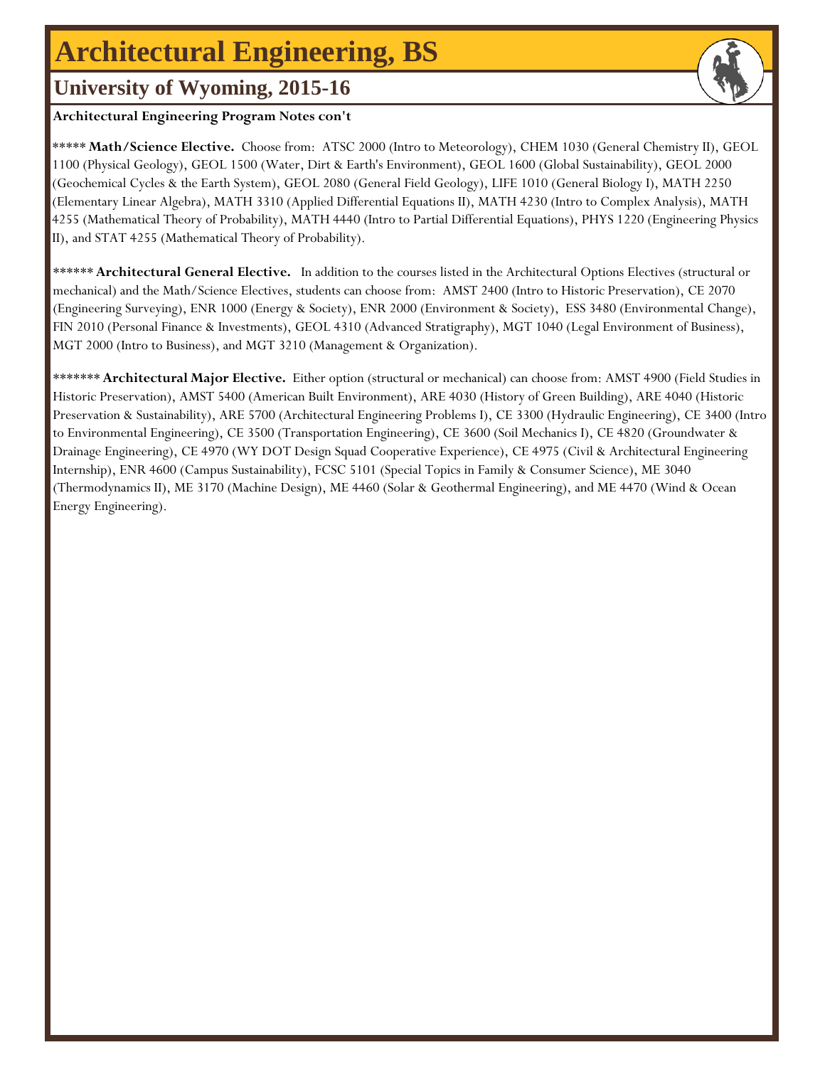# Architectural Engineering, BS

## University of Wyoming, 2015-16

**Architectural Engineering Program Notes con't**

***** **Math/Science Elective.** Choose from: ATSC 2000 (Intro to Meteorology), CHEM 1030 (General Chemistry II), GEOL 1100 (Physical Geology), GEOL 1500 (Water, Dirt & Earth's Environment), GEOL 1600 (Global Sustainability), GEOL 2000 (Geochemical Cycles & the Earth System), GEOL 2080 (General Field Geology), LIFE 1010 (General Biology I), MATH 2250 (Elementary Linear Algebra), MATH 3310 (Applied Differential Equations II), MATH 4230 (Intro to Complex Analysis), MATH 4255 (Mathematical Theory of Probability), MATH 4440 (Intro to Partial Differential Equations), PHYS 1220 (Engineering Physics II), and STAT 4255 (Mathematical Theory of Probability).

****** **Architectural General Elective.** In addition to the courses listed in the Architectural Options Electives (structural or mechanical) and the Math/Science Electives, students can choose from: AMST 2400 (Intro to Historic Preservation), CE 2070 (Engineering Surveying), ENR 1000 (Energy & Society), ENR 2000 (Environment & Society), ESS 3480 (Environmental Change), FIN 2010 (Personal Finance & Investments), GEOL 4310 (Advanced Stratigraphy), MGT 1040 (Legal Environment of Business), MGT 2000 (Intro to Business), and MGT 3210 (Management & Organization).

******* **Architectural Major Elective.** Either option (structural or mechanical) can choose from: AMST 4900 (Field Studies in Historic Preservation), AMST 5400 (American Built Environment), ARE 4030 (History of Green Building), ARE 4040 (Historic Preservation & Sustainability), ARE 5700 (Architectural Engineering Problems I), CE 3300 (Hydraulic Engineering), CE 3400 (Intro to Environmental Engineering), CE 3500 (Transportation Engineering), CE 3600 (Soil Mechanics I), CE 4820 (Groundwater & Drainage Engineering), CE 4970 (WY DOT Design Squad Cooperative Experience), CE 4975 (Civil & Architectural Engineering Internship), ENR 4600 (Campus Sustainability), FCSC 5101 (Special Topics in Family & Consumer Science), ME 3040 (Thermodynamics II), ME 3170 (Machine Design), ME 4460 (Solar & Geothermal Engineering), and ME 4470 (Wind & Ocean Energy Engineering).